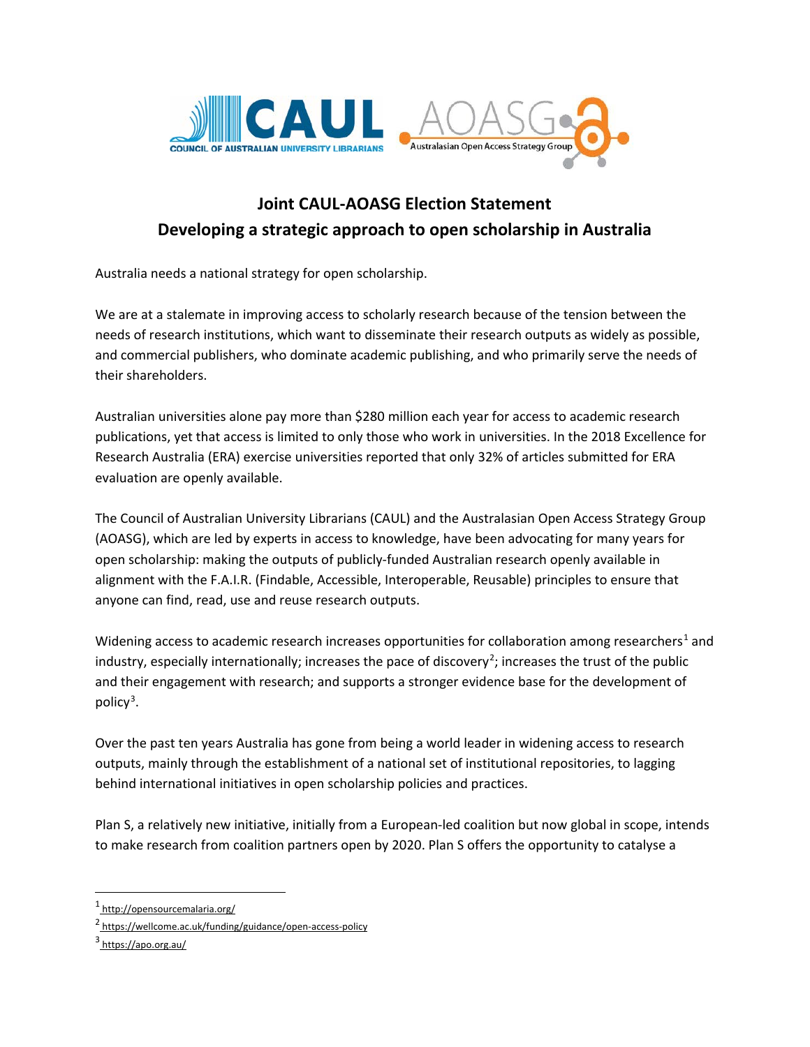# Joint CAUL-AOASG Election Statement

## Developing a strategic approach to open scholarship in Australia

Australia needs a national strategy for open scholarship.

We are at a stalemate in improving access to scholarly research because of the tension between the needs of research institutions, which want to disseminate their research outputs as widely as possible, and commercial publishers, who dominate academic publishing, and who primarily serve the needs of their shareholders.

Australian universities alone pay more than $280 million each year for access to academic research publications, yet that access is limited to only those who work in universities. In the 2018 Excellence for Research Australia (ERA) exercise universities reported that only 32% of articles submitted for ERA evaluation are openly available.

The Council of Australian University Librarians (CAUL) and the Australasian Open Access Strategy Group (AOASG), which are led by experts in access to knowledge, have been advocating for many years for open scholarship: making the outputs of publicly-funded Australian research openly available in alignment with the F.A.I.R. (Findable, Accessible, Interoperable, Reusable) principles to ensure that anyone can find, read, use and reuse research outputs.

Widening access to academic research increases opportunities for collaboration among researchers[1] and industry, especially internationally; increases the pace of discovery[2]; increases the trust of the public and their engagement with research; and supports a stronger evidence base for the development of policy[3].

Over the past ten years Australia has gone from being a world leader in widening access to research outputs, mainly through the establishment of a national set of institutional repositories, to lagging behind international initiatives in open scholarship policies and practices.

Plan S, a relatively new initiative, initially from a European-led coalition but now global in scope, intends to make research from coalition partners open by 2020. Plan S offers the opportunity to catalyse a

---

[1] http://opensourcemalaria.org/

[2] https://wellcome.ac.uk/funding/guidance/open-access-policy

[3] https://apo.org.au/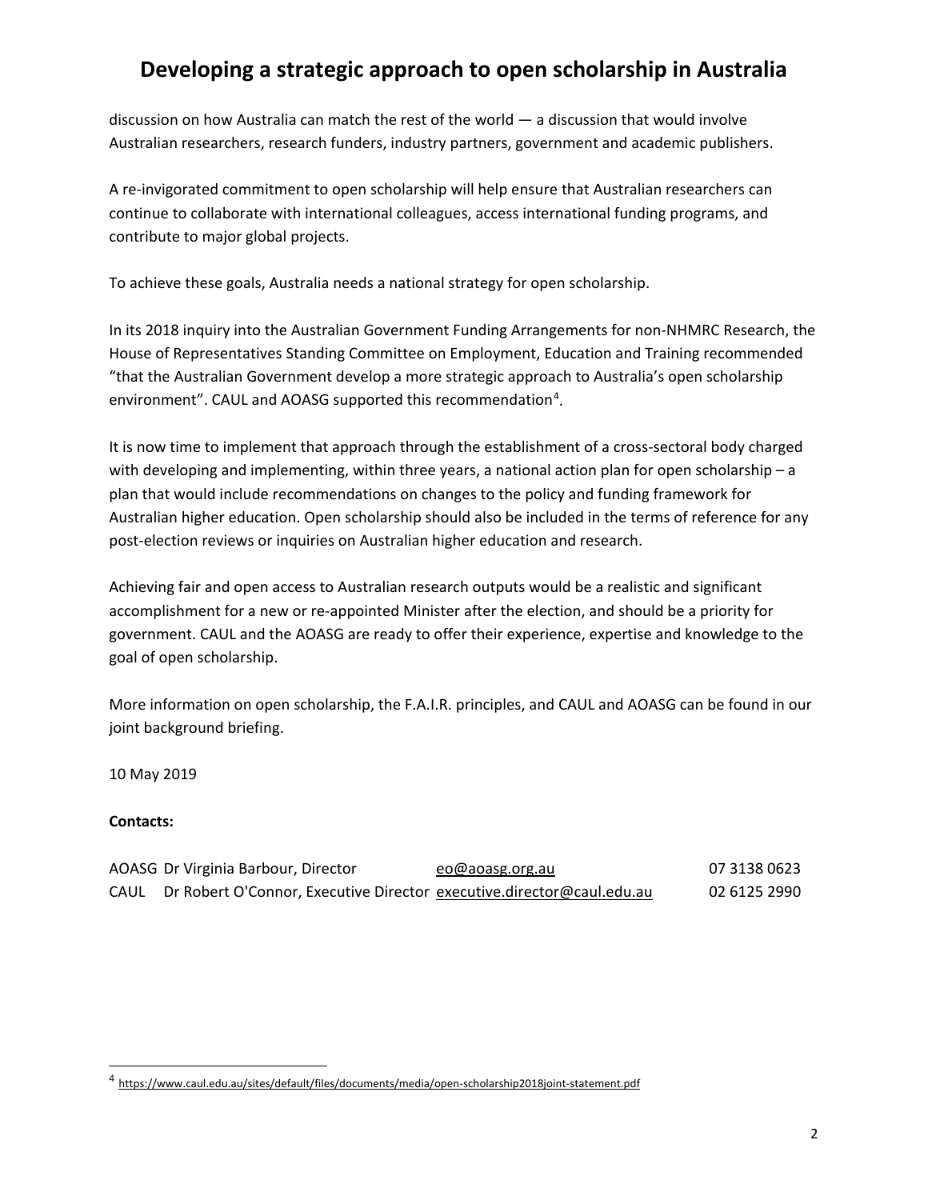discussion on how Australia can match the rest of the world — a discussion that would involve Australian researchers, research funders, industry partners, government and academic publishers.

A re-invigorated commitment to open scholarship will help ensure that Australian researchers can continue to collaborate with international colleagues, access international funding programs, and contribute to major global projects.

To achieve these goals, Australia needs a national strategy for open scholarship.

In its 2018 inquiry into the Australian Government Funding Arrangements for non-NHMRC Research, the House of Representatives Standing Committee on Employment, Education and Training recommended "that the Australian Government develop a more strategic approach to Australia's open scholarship environment". CAUL and AOASG supported this recommendation[4].

It is now time to implement that approach through the establishment of a cross-sectoral body charged with developing and implementing, within three years, a national action plan for open scholarship – a plan that would include recommendations on changes to the policy and funding framework for Australian higher education. Open scholarship should also be included in the terms of reference for any post-election reviews or inquiries on Australian higher education and research.

Achieving fair and open access to Australian research outputs would be a realistic and significant accomplishment for a new or re-appointed Minister after the election, and should be a priority for government. CAUL and the AOASG are ready to offer their experience, expertise and knowledge to the goal of open scholarship.

More information on open scholarship, the F.A.I.R. principles, and CAUL and AOASG can be found in our joint background briefing.

10 May 2019

**Contacts:**

| | | | |
|---|---|---|---|
| AOASG | Dr Virginia Barbour, Director | eo@aoasg.org.au | 07 3138 0623 |
| CAUL | Dr Robert O'Connor, Executive Director | executive.director@caul.edu.au | 02 6125 2990 |

---

[4] https://www.caul.edu.au/sites/default/files/documents/media/open-scholarship2018joint-statement.pdf